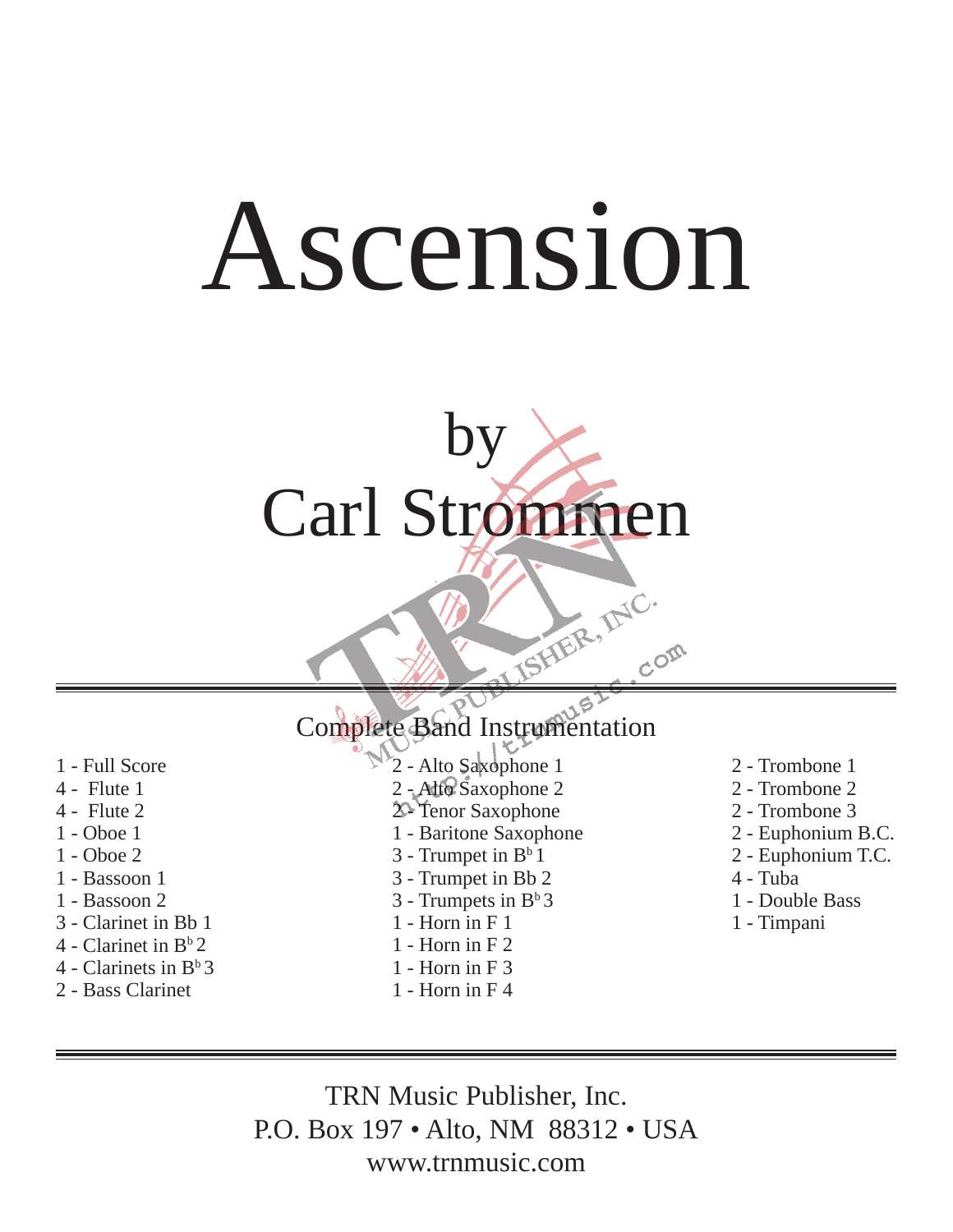# Ascension

## by
## Carl Strommen

### Complete Band Instrumentation

1 - Full Score
4 - Flute 1
4 - Flute 2
1 - Oboe 1
1 - Oboe 2
1 - Bassoon 1
1 - Bassoon 2
3 - Clarinet in Bb 1
4 - Clarinet in B♭ 2
4 - Clarinets in B♭ 3
2 - Bass Clarinet
2 - Alto Saxophone 1
2 - Alto Saxophone 2
2 - Tenor Saxophone
1 - Baritone Saxophone
3 - Trumpet in B♭ 1
3 - Trumpet in Bb 2
3 - Trumpets in B♭ 3
1 - Horn in F 1
1 - Horn in F 2
1 - Horn in F 3
1 - Horn in F 4
2 - Trombone 1
2 - Trombone 2
2 - Trombone 3
2 - Euphonium B.C.
2 - Euphonium T.C.
4 - Tuba
1 - Double Bass
1 - Timpani

TRN Music Publisher, Inc.
P.O. Box 197 • Alto, NM 88312 • USA
www.trnmusic.com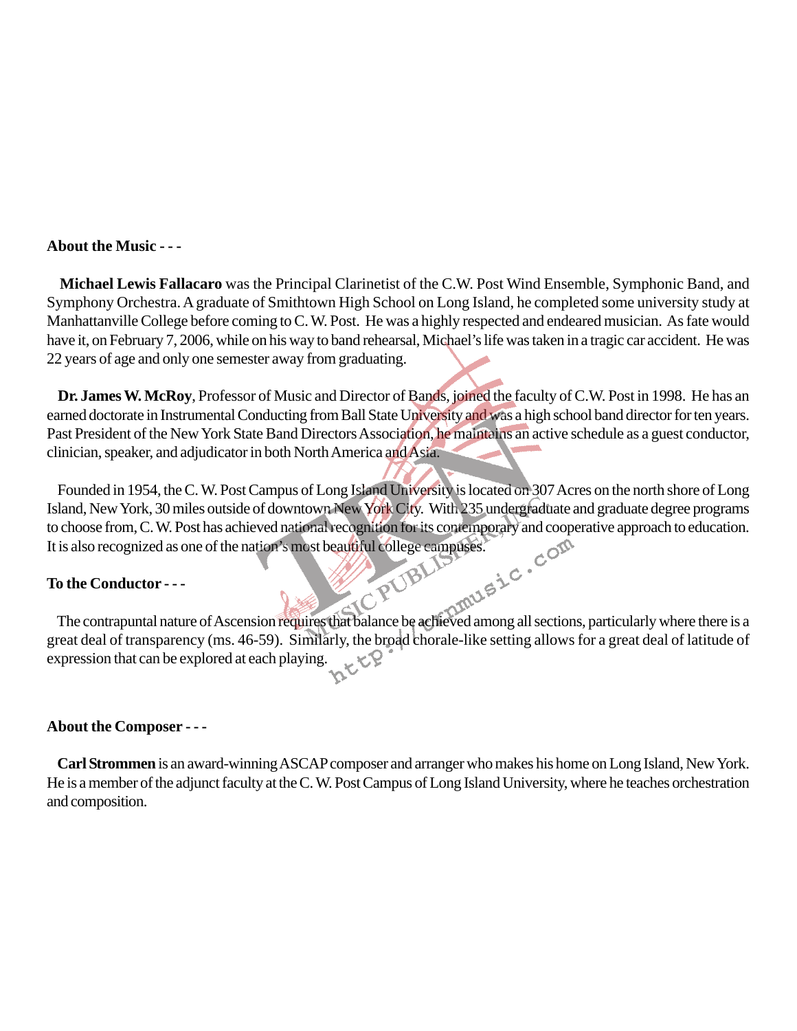**About the Music - - -**

**Michael Lewis Fallacaro** was the Principal Clarinetist of the C.W. Post Wind Ensemble, Symphonic Band, and Symphony Orchestra. A graduate of Smithtown High School on Long Island, he completed some university study at Manhattanville College before coming to C. W. Post. He was a highly respected and endeared musician. As fate would have it, on February 7, 2006, while on his way to band rehearsal, Michael's life was taken in a tragic car accident. He was 22 years of age and only one semester away from graduating.

**Dr. James W. McRoy**, Professor of Music and Director of Bands, joined the faculty of C.W. Post in 1998. He has an earned doctorate in Instrumental Conducting from Ball State University and was a high school band director for ten years. Past President of the New York State Band Directors Association, he maintains an active schedule as a guest conductor, clinician, speaker, and adjudicator in both North America and Asia.

Founded in 1954, the C. W. Post Campus of Long Island University is located on 307 Acres on the north shore of Long Island, New York, 30 miles outside of downtown New York City. With 235 undergraduate and graduate degree programs to choose from, C. W. Post has achieved national recognition for its contemporary and cooperative approach to education. It is also recognized as one of the nation's most beautiful college campuses.

**To the Conductor - - -**

The contrapuntal nature of Ascension requires that balance be achieved among all sections, particularly where there is a great deal of transparency (ms. 46-59). Similarly, the broad chorale-like setting allows for a great deal of latitude of expression that can be explored at each playing.

**About the Composer - - -**

**Carl Strommen** is an award-winning ASCAP composer and arranger who makes his home on Long Island, New York. He is a member of the adjunct faculty at the C. W. Post Campus of Long Island University, where he teaches orchestration and composition.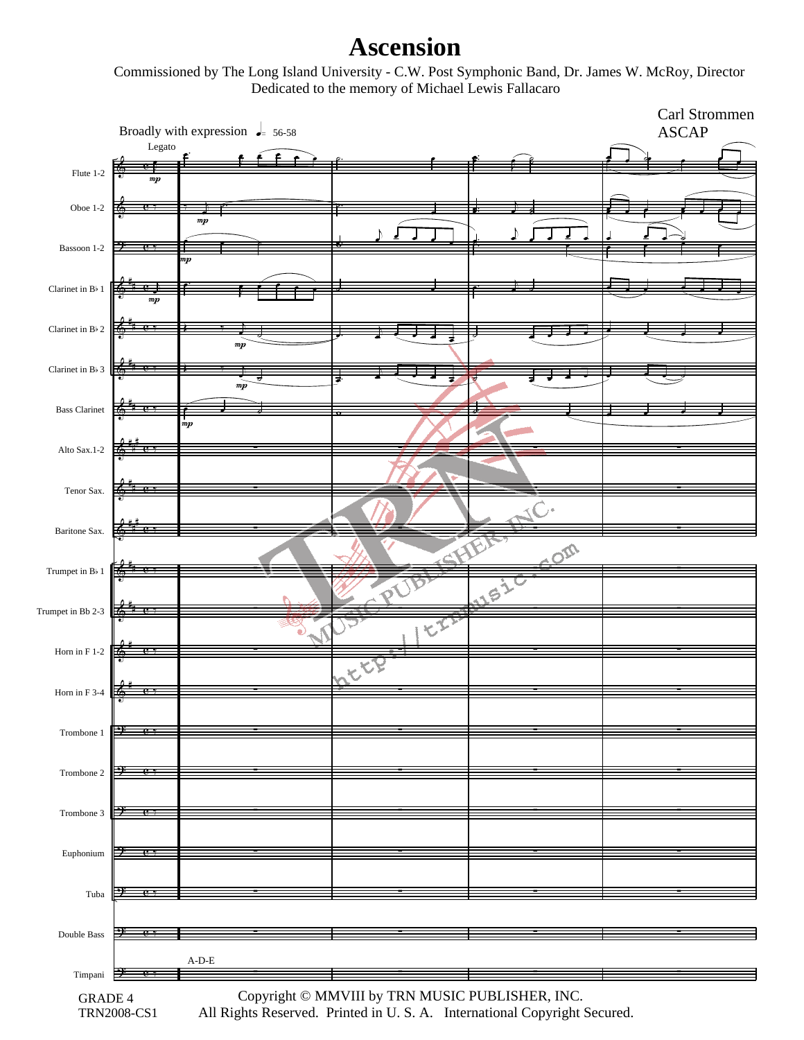# Ascension

Commissioned by The Long Island University - C.W. Post Symphonic Band, Dr. James W. McRoy, Director
Dedicated to the memory of Michael Lewis Fallacaro

Carl Strommen
ASCAP

Broadly with expression ♩= 56-58

Legato

Flute 1-2

Oboe 1-2

Bassoon 1-2

Clarinet in B♭ 1

Clarinet in B♭ 2

Clarinet in B♭ 3

Bass Clarinet

Alto Sax.1-2

Tenor Sax.

Baritone Sax.

Trumpet in B♭ 1

Trumpet in Bb 2-3

Horn in F 1-2

Horn in F 3-4

Trombone 1

Trombone 2

Trombone 3

Euphonium

Tuba

Double Bass

Timpani

A-D-E

GRADE 4
TRN2008-CS1

Copyright © MMVIII by TRN MUSIC PUBLISHER, INC.
All Rights Reserved. Printed in U. S. A. International Copyright Secured.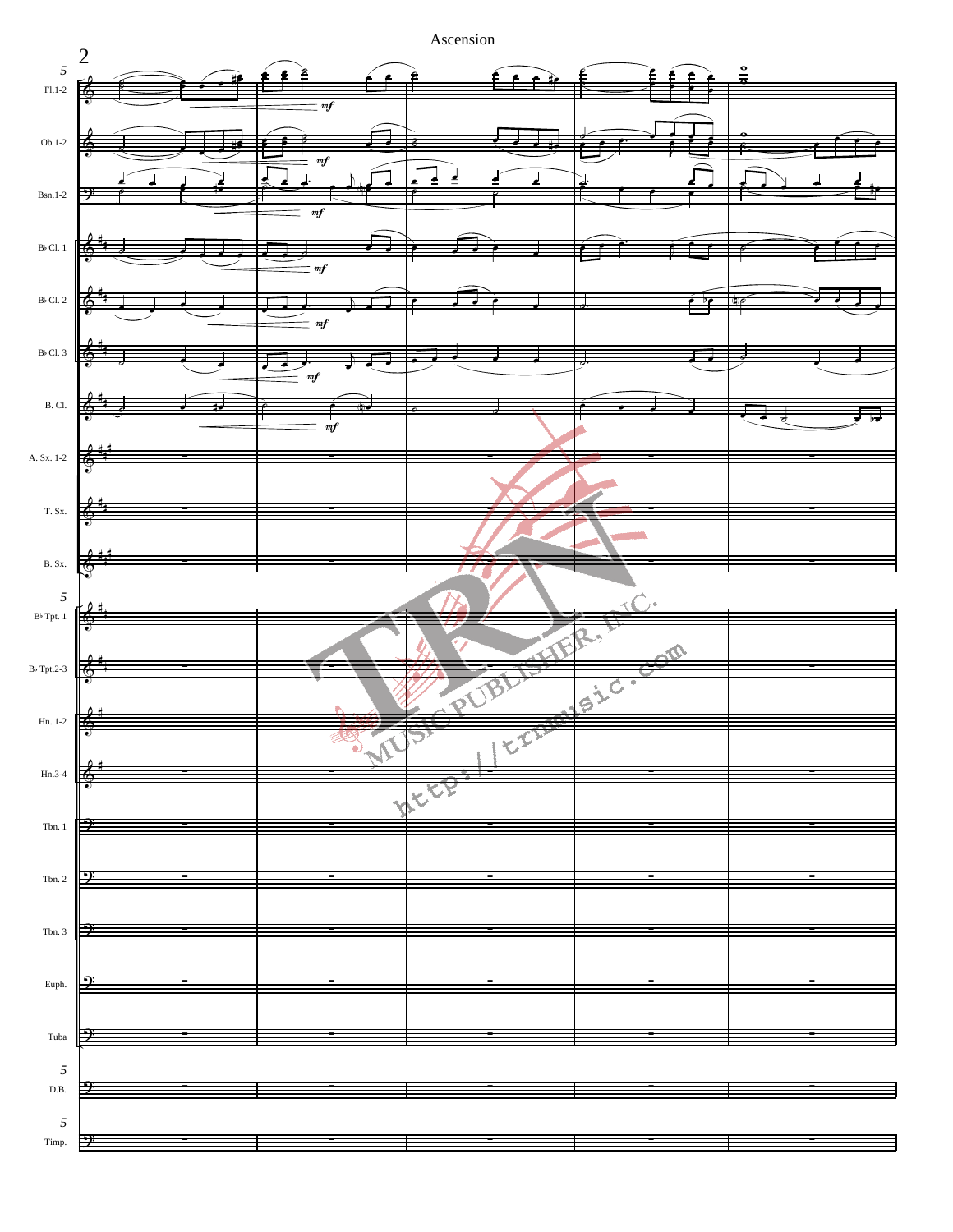Ascension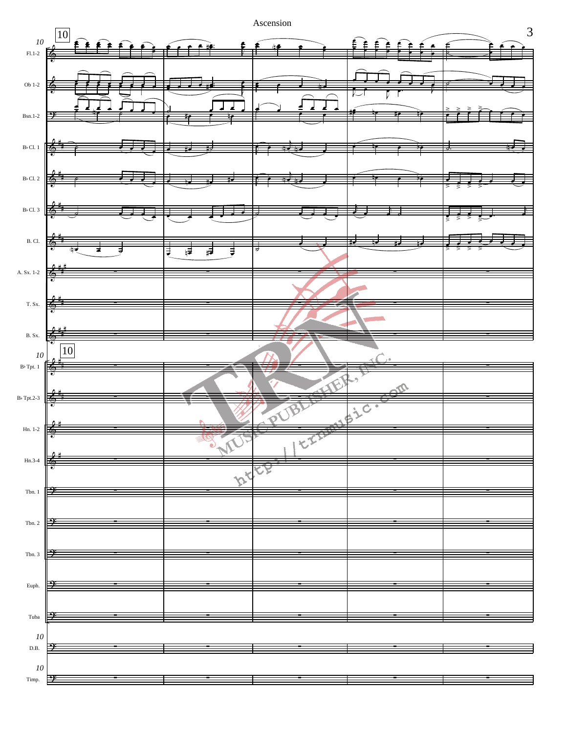Ascension

10

Fl.1-2

Ob 1-2

Bsn.1-2

B♭ Cl. 1

B♭ Cl. 2

B♭ Cl. 3

B. Cl.

A. Sx. 1-2

T. Sx.

B. Sx.

10

B♭ Tpt. 1

B♭ Tpt.2-3

Hn. 1-2

Hn.3-4

Tbn. 1

Tbn. 2

Tbn. 3

Euph.

Tuba

D.B.

Timp.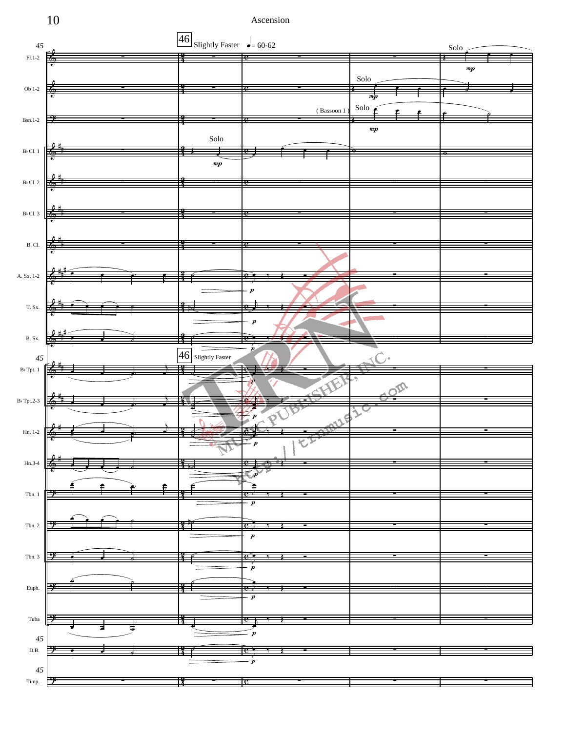46 Slightly Faster ♩= 60-62

Fl.1-2 — Solo *mp*

Ob 1-2 — Solo *mp*

Bsn.1-2 — (Bassoon 1) Solo *mp*

B♭ Cl. 1 — Solo *mp*

B♭ Cl. 2

B♭ Cl. 3

B. Cl.

A. Sx. 1-2 — *p*

T. Sx. — *p*

B. Sx. — *p*

46 Slightly Faster

B♭ Tpt. 1 — *p*

B♭ Tpt.2-3 — *p*

Hn. 1-2 — *p*

Hn.3-4 — *p*

Tbn. 1 — *p*

Tbn. 2 — *p*

Tbn. 3 — *p*

Euph. — *p*

Tuba — *p*

D.B. — *p*

Timp.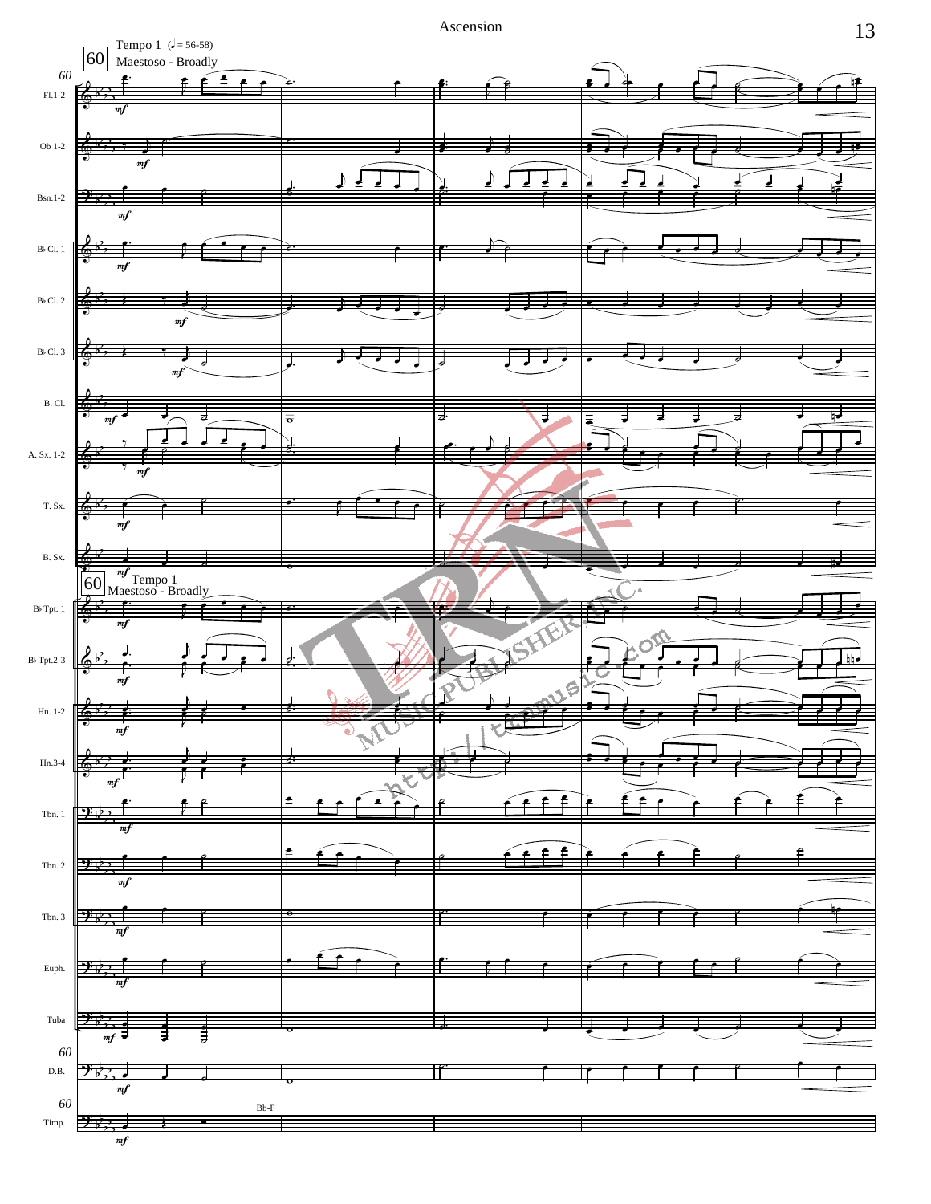Tempo 1 (♩ = 56-58)
Maestoso - Broadly

60

Fl.1-2

Ob 1-2

Bsn.1-2

B♭ Cl. 1

B♭ Cl. 2

B♭ Cl. 3

B. Cl.

A. Sx. 1-2

T. Sx.

B. Sx.

Tempo 1
Maestoso - Broadly

B♭ Tpt. 1

B♭ Tpt.2-3

Hn. 1-2

Hn.3-4

Tbn. 1

Tbn. 2

Tbn. 3

Euph.

Tuba

D.B.

Timp.

Bb-F

mf